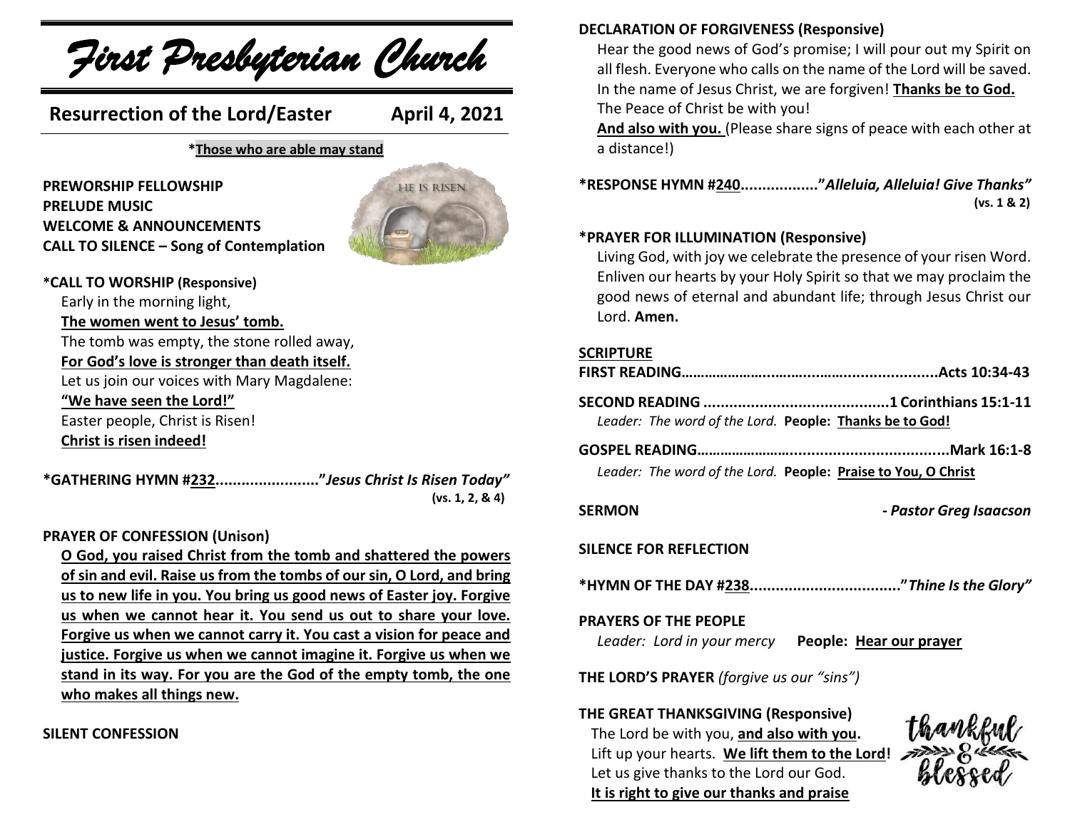# First Presbyterian Church

## Resurrection of the Lord/Easter April 4, 2021

***Those who are able may stand**

**PREWORSHIP FELLOWSHIP**
**PRELUDE MUSIC**
**WELCOME & ANNOUNCEMENTS**
**CALL TO SILENCE – Song of Contemplation**

**\*CALL TO WORSHIP (Responsive)**

Early in the morning light,
**The women went to Jesus' tomb.**
The tomb was empty, the stone rolled away,
**For God's love is stronger than death itself.**
Let us join our voices with Mary Magdalene:
**"We have seen the Lord!"**
Easter people, Christ is Risen!
**Christ is risen indeed!**

**\*GATHERING HYMN #232........................"*Jesus Christ Is Risen Today*"**
**(vs. 1, 2, & 4)**

**PRAYER OF CONFESSION (Unison)**

**O God, you raised Christ from the tomb and shattered the powers of sin and evil. Raise us from the tombs of our sin, O Lord, and bring us to new life in you. You bring us good news of Easter joy. Forgive us when we cannot hear it. You send us out to share your love. Forgive us when we cannot carry it. You cast a vision for peace and justice. Forgive us when we cannot imagine it. Forgive us when we stand in its way. For you are the God of the empty tomb, the one who makes all things new.**

**SILENT CONFESSION**

**DECLARATION OF FORGIVENESS (Responsive)**

Hear the good news of God's promise; I will pour out my Spirit on all flesh. Everyone who calls on the name of the Lord will be saved. In the name of Jesus Christ, we are forgiven! **Thanks be to God.**
The Peace of Christ be with you!
**And also with you.** (Please share signs of peace with each other at a distance!)

**\*RESPONSE HYMN #240.................."*Alleluia, Alleluia! Give Thanks*"**
**(vs. 1 & 2)**

**\*PRAYER FOR ILLUMINATION (Responsive)**

Living God, with joy we celebrate the presence of your risen Word. Enliven our hearts by your Holy Spirit so that we may proclaim the good news of eternal and abundant life; through Jesus Christ our Lord. **Amen.**

**SCRIPTURE**

**FIRST READING…………………………………………………..Acts 10:34-43**

**SECOND READING ...........................................1 Corinthians 15:1-11**
*Leader: The word of the Lord.* **People: Thanks be to God!**

**GOSPEL READING……………………..................................Mark 16:1-8**
*Leader: The word of the Lord.* **People: Praise to You, O Christ**

**SERMON** **- *Pastor Greg Isaacson***

**SILENCE FOR REFLECTION**

**\*HYMN OF THE DAY #238..................................."*Thine Is the Glory*"**

**PRAYERS OF THE PEOPLE**
*Leader: Lord in your mercy* **People: Hear our prayer**

**THE LORD'S PRAYER** *(forgive us our "sins")*

**THE GREAT THANKSGIVING (Responsive)**

The Lord be with you, **and also with you.**
Lift up your hearts. **We lift them to the Lord!**
Let us give thanks to the Lord our God.
**It is right to give our thanks and praise**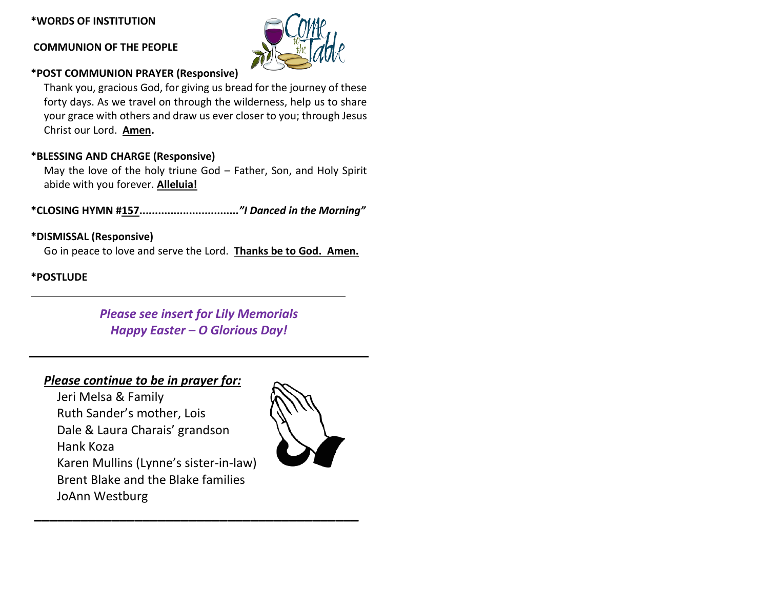**\*WORDS OF INSTITUTION**

**COMMUNION OF THE PEOPLE**

**\*POST COMMUNION PRAYER (Responsive)**

Thank you, gracious God, for giving us bread for the journey of these forty days. As we travel on through the wilderness, help us to share your grace with others and draw us ever closer to you; through Jesus Christ our Lord. **Amen.**

**\*BLESSING AND CHARGE (Responsive)**

May the love of the holy triune God – Father, Son, and Holy Spirit abide with you forever. **Alleluia!**

**\*CLOSING HYMN #157**................................***"I Danced in the Morning"***

**\*DISMISSAL (Responsive)**

Go in peace to love and serve the Lord. **Thanks be to God. Amen.**

**\*POSTLUDE**

---

***Please see insert for Lily Memorials***
***Happy Easter – O Glorious Day!***

---

***Please continue to be in prayer for:***

Jeri Melsa & Family
Ruth Sander's mother, Lois
Dale & Laura Charais' grandson
Hank Koza
Karen Mullins (Lynne's sister-in-law)
Brent Blake and the Blake families
JoAnn Westburg

---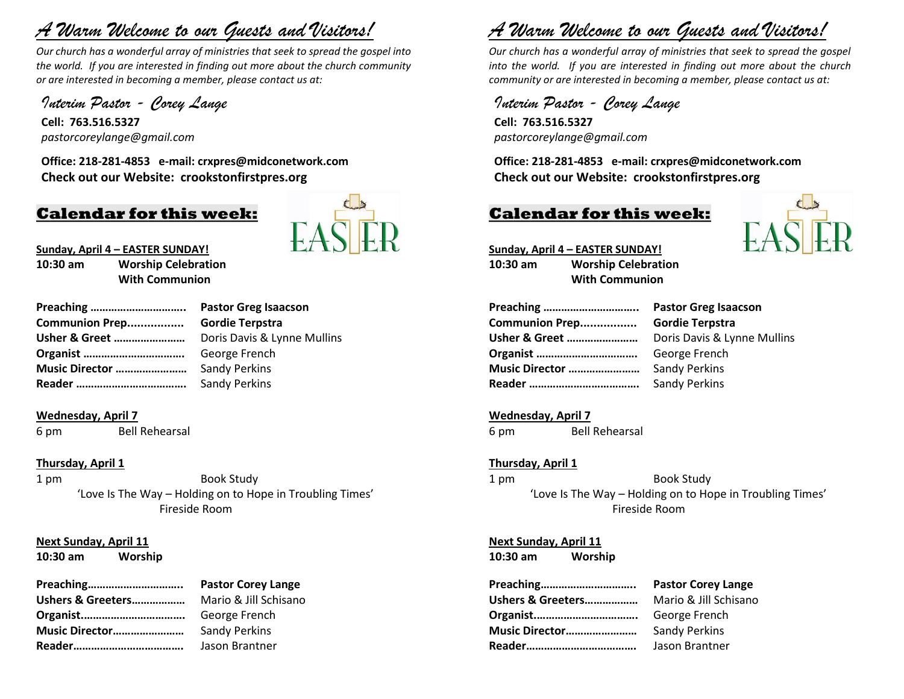# *A Warm Welcome to our Guests and Visitors!*

*Our church has a wonderful array of ministries that seek to spread the gospel into the world. If you are interested in finding out more about the church community or are interested in becoming a member, please contact us at:*

*Interim Pastor - Corey Lange*

**Cell: 763.516.5327**
*pastorcoreylange@gmail.com*

**Office: 218-281-4853 e-mail: crxpres@midconetwork.com**
**Check out our Website: crookstonfirstpres.org**

## Calendar for this week:

EASTER

**Sunday, April 4 – EASTER SUNDAY!**
**10:30 am Worship Celebration With Communion**

| | |
|---|---|
| **Preaching ………………………….** | **Pastor Greg Isaacson** |
| **Communion Prep................** | **Gordie Terpstra** |
| **Usher & Greet …………………..** | Doris Davis & Lynne Mullins |
| **Organist ……………………………** | George French |
| **Music Director ……………………** | Sandy Perkins |
| **Reader ………………………………** | Sandy Perkins |

**Wednesday, April 7**
6 pm Bell Rehearsal

**Thursday, April 1**
1 pm Book Study
'Love Is The Way – Holding on to Hope in Troubling Times'
Fireside Room

**Next Sunday, April 11**
**10:30 am Worship**

| | |
|---|---|
| **Preaching…………………………..** | **Pastor Corey Lange** |
| **Ushers & Greeters………………** | Mario & Jill Schisano |
| **Organist……………………………..** | George French |
| **Music Director……………………** | Sandy Perkins |
| **Reader………………………………** | Jason Brantner |

# *A Warm Welcome to our Guests and Visitors!*

*Our church has a wonderful array of ministries that seek to spread the gospel into the world. If you are interested in finding out more about the church community or are interested in becoming a member, please contact us at:*

*Interim Pastor - Corey Lange*

**Cell: 763.516.5327**
*pastorcoreylange@gmail.com*

**Office: 218-281-4853 e-mail: crxpres@midconetwork.com**
**Check out our Website: crookstonfirstpres.org**

## Calendar for this week:

EASTER

**Sunday, April 4 – EASTER SUNDAY!**
**10:30 am Worship Celebration With Communion**

| | |
|---|---|
| **Preaching ………………………….** | **Pastor Greg Isaacson** |
| **Communion Prep................** | **Gordie Terpstra** |
| **Usher & Greet …………………..** | Doris Davis & Lynne Mullins |
| **Organist ……………………………** | George French |
| **Music Director ……………………** | Sandy Perkins |
| **Reader ………………………………** | Sandy Perkins |

**Wednesday, April 7**
6 pm Bell Rehearsal

**Thursday, April 1**
1 pm Book Study
'Love Is The Way – Holding on to Hope in Troubling Times'
Fireside Room

**Next Sunday, April 11**
**10:30 am Worship**

| | |
|---|---|
| **Preaching…………………………..** | **Pastor Corey Lange** |
| **Ushers & Greeters………………** | Mario & Jill Schisano |
| **Organist……………………………..** | George French |
| **Music Director……………………** | Sandy Perkins |
| **Reader………………………………** | Jason Brantner |